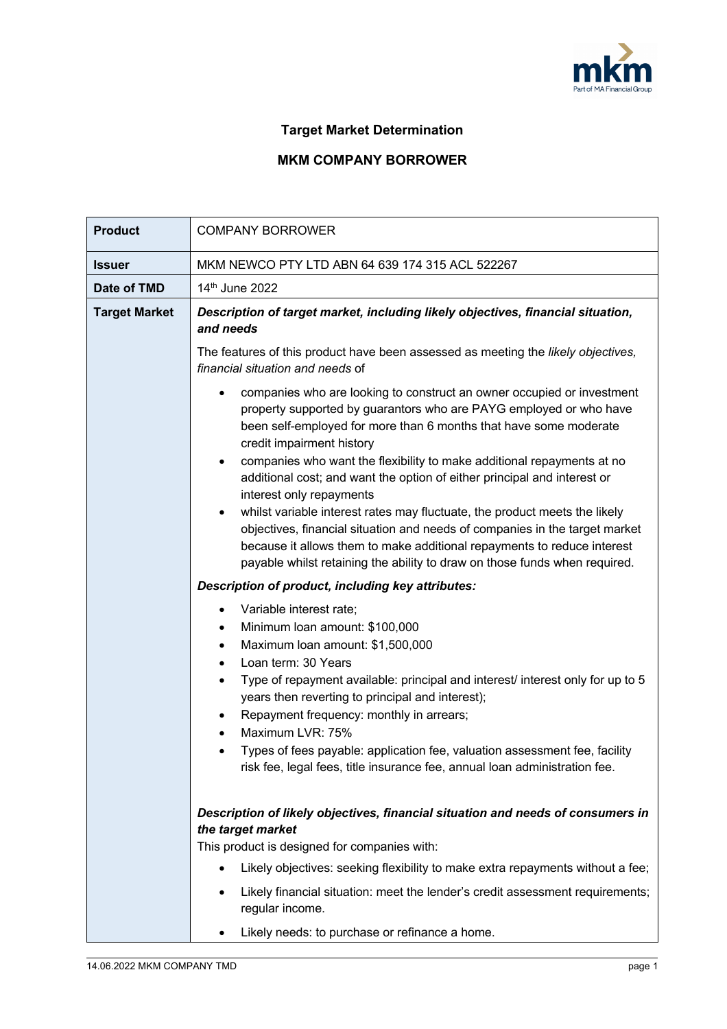# Target Market Determination

## MKM COMPANY BORROWER

| | |
|---|---|
| **Product** | COMPANY BORROWER |
| **Issuer** | MKM NEWCO PTY LTD ABN 64 639 174 315 ACL 522267 |
| **Date of TMD** | 14th June 2022 |
| **Target Market** | ***Description of target market, including likely objectives, financial situation, and needs***<br><br>The features of this product have been assessed as meeting the *likely objectives, financial situation and needs* of<br><br>• companies who are looking to construct an owner occupied or investment property supported by guarantors who are PAYG employed or who have been self-employed for more than 6 months that have some moderate credit impairment history<br>• companies who want the flexibility to make additional repayments at no additional cost; and want the option of either principal and interest or interest only repayments<br>• whilst variable interest rates may fluctuate, the product meets the likely objectives, financial situation and needs of companies in the target market because it allows them to make additional repayments to reduce interest payable whilst retaining the ability to draw on those funds when required.<br><br>***Description of product, including key attributes:***<br><br>• Variable interest rate;<br>• Minimum loan amount: $100,000<br>• Maximum loan amount: $1,500,000<br>• Loan term: 30 Years<br>• Type of repayment available: principal and interest/ interest only for up to 5 years then reverting to principal and interest);<br>• Repayment frequency: monthly in arrears;<br>• Maximum LVR: 75%<br>• Types of fees payable: application fee, valuation assessment fee, facility risk fee, legal fees, title insurance fee, annual loan administration fee.<br><br>***Description of likely objectives, financial situation and needs of consumers in the target market***<br>This product is designed for companies with:<br><br>• Likely objectives: seeking flexibility to make extra repayments without a fee;<br>• Likely financial situation: meet the lender's credit assessment requirements; regular income.<br>• Likely needs: to purchase or refinance a home. |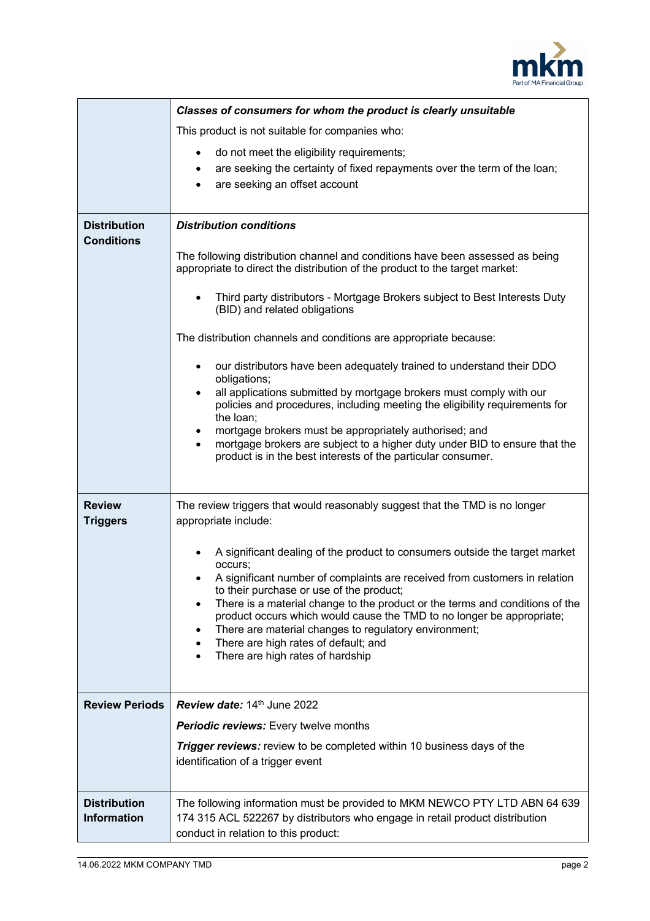| | |
|---|---|
| | ***Classes of consumers for whom the product is clearly unsuitable***<br><br>This product is not suitable for companies who:<br><br>• do not meet the eligibility requirements;<br>• are seeking the certainty of fixed repayments over the term of the loan;<br>• are seeking an offset account |
| **Distribution Conditions** | ***Distribution conditions***<br><br>The following distribution channel and conditions have been assessed as being appropriate to direct the distribution of the product to the target market:<br><br>• Third party distributors - Mortgage Brokers subject to Best Interests Duty (BID) and related obligations<br><br>The distribution channels and conditions are appropriate because:<br><br>• our distributors have been adequately trained to understand their DDO obligations;<br>• all applications submitted by mortgage brokers must comply with our policies and procedures, including meeting the eligibility requirements for the loan;<br>• mortgage brokers must be appropriately authorised; and<br>• mortgage brokers are subject to a higher duty under BID to ensure that the product is in the best interests of the particular consumer. |
| **Review Triggers** | The review triggers that would reasonably suggest that the TMD is no longer appropriate include:<br><br>• A significant dealing of the product to consumers outside the target market occurs;<br>• A significant number of complaints are received from customers in relation to their purchase or use of the product;<br>• There is a material change to the product or the terms and conditions of the product occurs which would cause the TMD to no longer be appropriate;<br>• There are material changes to regulatory environment;<br>• There are high rates of default; and<br>• There are high rates of hardship |
| **Review Periods** | ***Review date:*** 14th June 2022<br><br>***Periodic reviews:*** Every twelve months<br><br>***Trigger reviews:*** review to be completed within 10 business days of the identification of a trigger event |
| **Distribution Information** | The following information must be provided to MKM NEWCO PTY LTD ABN 64 639 174 315 ACL 522267 by distributors who engage in retail product distribution conduct in relation to this product: |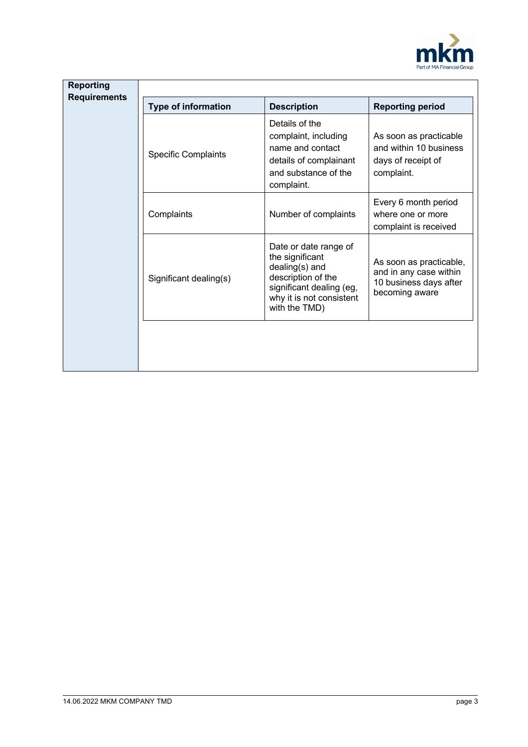**Reporting Requirements**

| Type of information | Description | Reporting period |
|---|---|---|
| Specific Complaints | Details of the complaint, including name and contact details of complainant and substance of the complaint. | As soon as practicable and within 10 business days of receipt of complaint. |
| Complaints | Number of complaints | Every 6 month period where one or more complaint is received |
| Significant dealing(s) | Date or date range of the significant dealing(s) and description of the significant dealing (eg, why it is not consistent with the TMD) | As soon as practicable, and in any case within 10 business days after becoming aware |